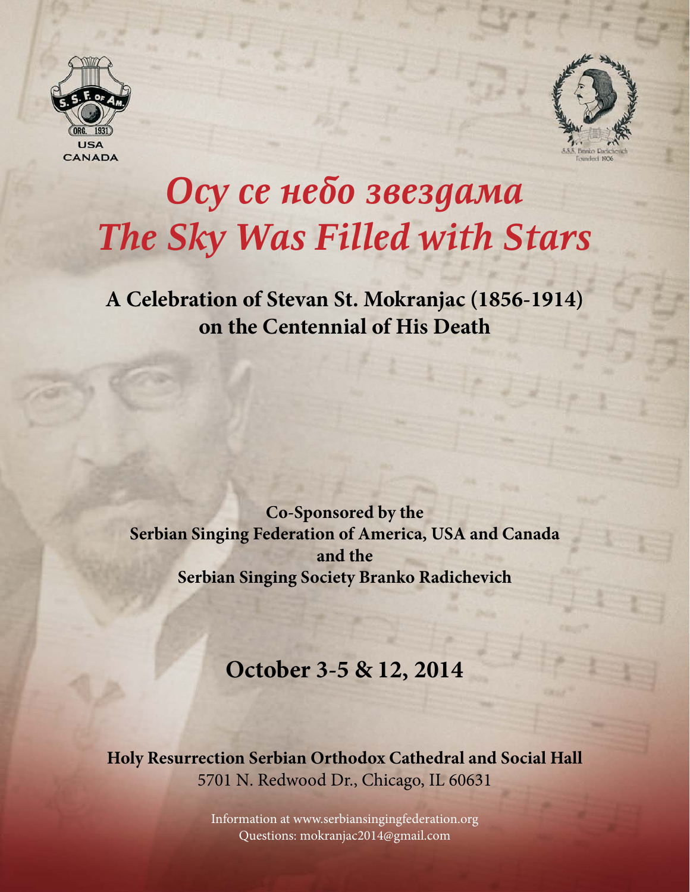# *Осу се небо звездама*
# *The Sky Was Filled with Stars*

## A Celebration of Stevan St. Mokranjac (1856-1914) on the Centennial of His Death

**Co-Sponsored by the**
**Serbian Singing Federation of America, USA and Canada**
**and the**
**Serbian Singing Society Branko Radichevich**

## October 3-5 & 12, 2014

**Holy Resurrection Serbian Orthodox Cathedral and Social Hall**
5701 N. Redwood Dr., Chicago, IL 60631

Information at www.serbiansingingfederation.org
Questions: mokranjac2014@gmail.com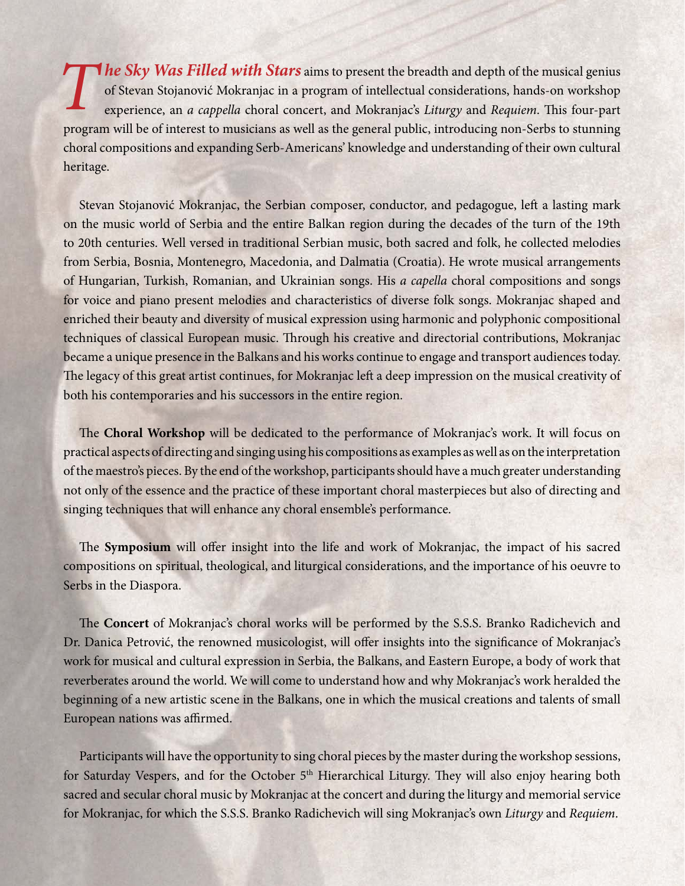***The Sky Was Filled with Stars*** aims to present the breadth and depth of the musical genius of Stevan Stojanović Mokranjac in a program of intellectual considerations, hands-on workshop experience, an *a cappella* choral concert, and Mokranjac's *Liturgy* and *Requiem*. This four-part program will be of interest to musicians as well as the general public, introducing non-Serbs to stunning choral compositions and expanding Serb-Americans' knowledge and understanding of their own cultural heritage.

Stevan Stojanović Mokranjac, the Serbian composer, conductor, and pedagogue, left a lasting mark on the music world of Serbia and the entire Balkan region during the decades of the turn of the 19th to 20th centuries. Well versed in traditional Serbian music, both sacred and folk, he collected melodies from Serbia, Bosnia, Montenegro, Macedonia, and Dalmatia (Croatia). He wrote musical arrangements of Hungarian, Turkish, Romanian, and Ukrainian songs. His *a capella* choral compositions and songs for voice and piano present melodies and characteristics of diverse folk songs. Mokranjac shaped and enriched their beauty and diversity of musical expression using harmonic and polyphonic compositional techniques of classical European music. Through his creative and directorial contributions, Mokranjac became a unique presence in the Balkans and his works continue to engage and transport audiences today. The legacy of this great artist continues, for Mokranjac left a deep impression on the musical creativity of both his contemporaries and his successors in the entire region.

The **Choral Workshop** will be dedicated to the performance of Mokranjac's work. It will focus on practical aspects of directing and singing using his compositions as examples as well as on the interpretation of the maestro's pieces. By the end of the workshop, participants should have a much greater understanding not only of the essence and the practice of these important choral masterpieces but also of directing and singing techniques that will enhance any choral ensemble's performance.

The **Symposium** will offer insight into the life and work of Mokranjac, the impact of his sacred compositions on spiritual, theological, and liturgical considerations, and the importance of his oeuvre to Serbs in the Diaspora.

The **Concert** of Mokranjac's choral works will be performed by the S.S.S. Branko Radichevich and Dr. Danica Petrović, the renowned musicologist, will offer insights into the significance of Mokranjac's work for musical and cultural expression in Serbia, the Balkans, and Eastern Europe, a body of work that reverberates around the world. We will come to understand how and why Mokranjac's work heralded the beginning of a new artistic scene in the Balkans, one in which the musical creations and talents of small European nations was affirmed.

Participants will have the opportunity to sing choral pieces by the master during the workshop sessions, for Saturday Vespers, and for the October 5th Hierarchical Liturgy. They will also enjoy hearing both sacred and secular choral music by Mokranjac at the concert and during the liturgy and memorial service for Mokranjac, for which the S.S.S. Branko Radichevich will sing Mokranjac's own *Liturgy* and *Requiem*.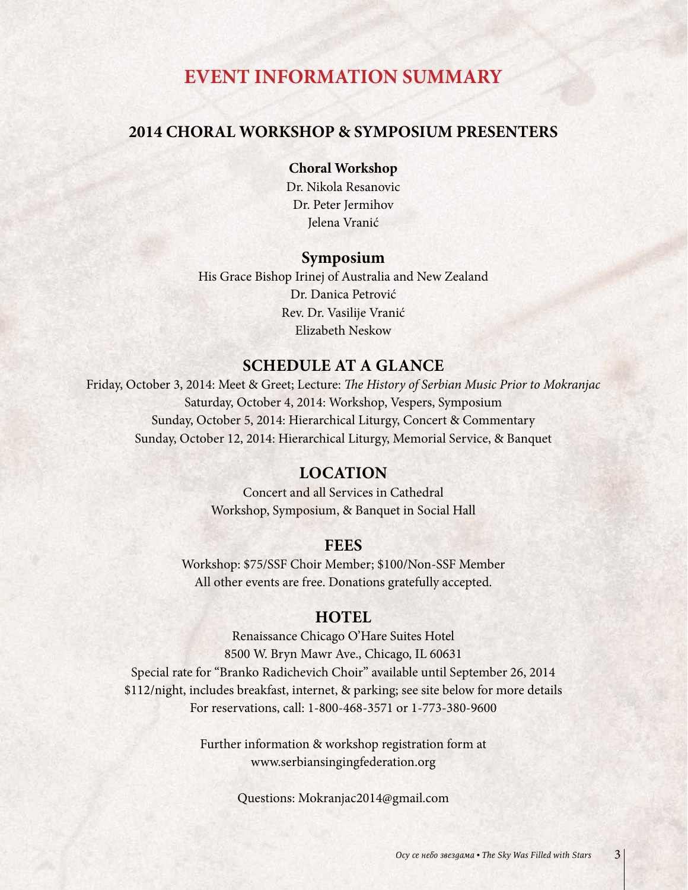# EVENT INFORMATION SUMMARY

## 2014 CHORAL WORKSHOP & SYMPOSIUM PRESENTERS

**Choral Workshop**

Dr. Nikola Resanovic
Dr. Peter Jermihov
Jelena Vranić

### Symposium

His Grace Bishop Irinej of Australia and New Zealand
Dr. Danica Petrović
Rev. Dr. Vasilije Vranić
Elizabeth Neskow

## SCHEDULE AT A GLANCE

Friday, October 3, 2014: Meet & Greet; Lecture: *The History of Serbian Music Prior to Mokranjac*
Saturday, October 4, 2014: Workshop, Vespers, Symposium
Sunday, October 5, 2014: Hierarchical Liturgy, Concert & Commentary
Sunday, October 12, 2014: Hierarchical Liturgy, Memorial Service, & Banquet

## LOCATION

Concert and all Services in Cathedral
Workshop, Symposium, & Banquet in Social Hall

## FEES

Workshop: $75/SSF Choir Member; $100/Non-SSF Member
All other events are free. Donations gratefully accepted.

## HOTEL

Renaissance Chicago O'Hare Suites Hotel
8500 W. Bryn Mawr Ave., Chicago, IL 60631
Special rate for "Branko Radichevich Choir" available until September 26, 2014
$112/night, includes breakfast, internet, & parking; see site below for more details
For reservations, call: 1-800-468-3571 or 1-773-380-9600

Further information & workshop registration form at
www.serbiansingingfederation.org

Questions: Mokranjac2014@gmail.com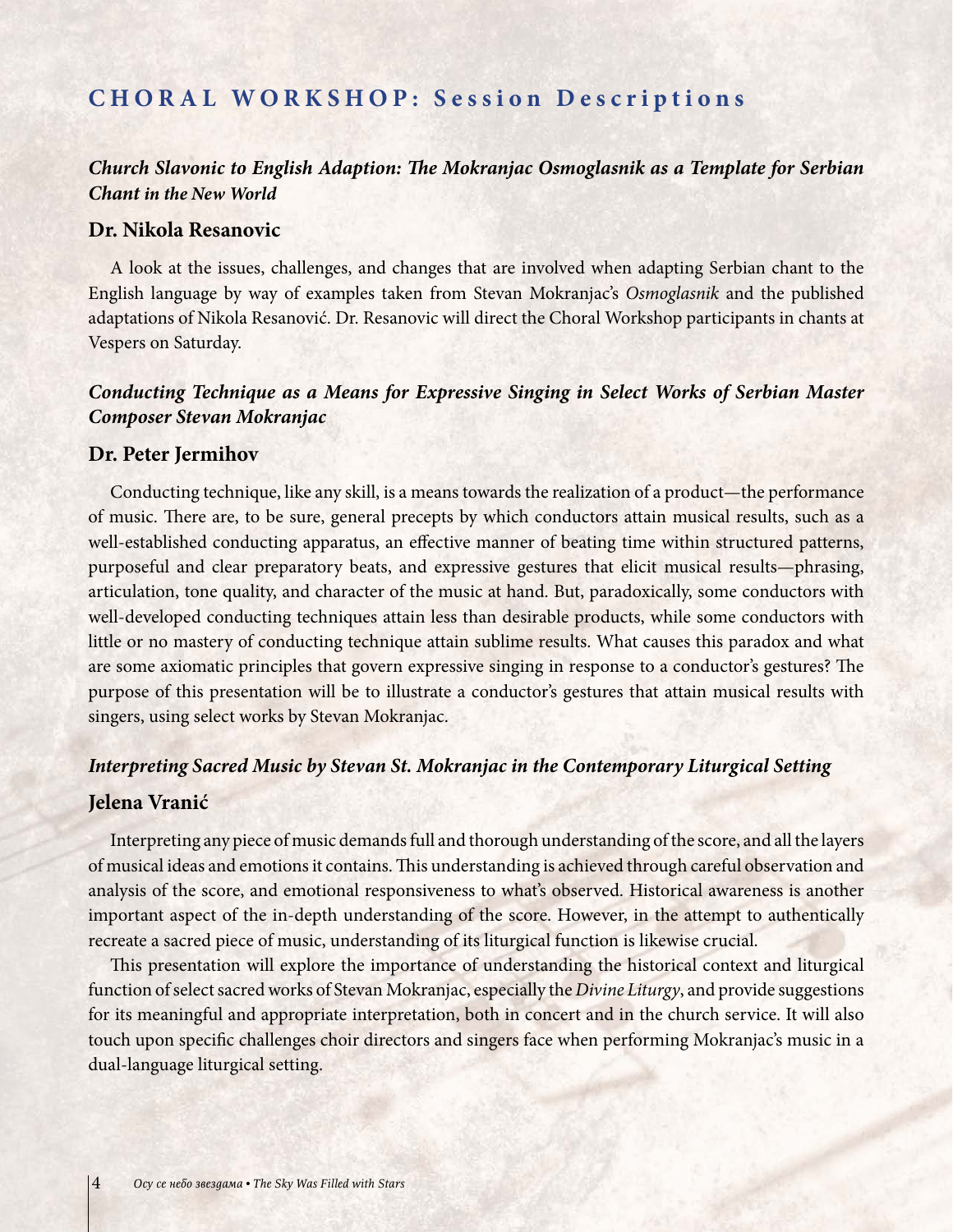# CHORAL WORKSHOP: Session Descriptions

### *Church Slavonic to English Adaption: The Mokranjac Osmoglasnik as a Template for Serbian Chant in the New World*

## Dr. Nikola Resanovic

A look at the issues, challenges, and changes that are involved when adapting Serbian chant to the English language by way of examples taken from Stevan Mokranjac's *Osmoglasnik* and the published adaptations of Nikola Resanović. Dr. Resanovic will direct the Choral Workshop participants in chants at Vespers on Saturday.

### *Conducting Technique as a Means for Expressive Singing in Select Works of Serbian Master Composer Stevan Mokranjac*

## Dr. Peter Jermihov

Conducting technique, like any skill, is a means towards the realization of a product—the performance of music. There are, to be sure, general precepts by which conductors attain musical results, such as a well-established conducting apparatus, an effective manner of beating time within structured patterns, purposeful and clear preparatory beats, and expressive gestures that elicit musical results—phrasing, articulation, tone quality, and character of the music at hand. But, paradoxically, some conductors with well-developed conducting techniques attain less than desirable products, while some conductors with little or no mastery of conducting technique attain sublime results. What causes this paradox and what are some axiomatic principles that govern expressive singing in response to a conductor's gestures? The purpose of this presentation will be to illustrate a conductor's gestures that attain musical results with singers, using select works by Stevan Mokranjac.

### *Interpreting Sacred Music by Stevan St. Mokranjac in the Contemporary Liturgical Setting*

## Jelena Vranić

Interpreting any piece of music demands full and thorough understanding of the score, and all the layers of musical ideas and emotions it contains. This understanding is achieved through careful observation and analysis of the score, and emotional responsiveness to what's observed. Historical awareness is another important aspect of the in-depth understanding of the score. However, in the attempt to authentically recreate a sacred piece of music, understanding of its liturgical function is likewise crucial.

This presentation will explore the importance of understanding the historical context and liturgical function of select sacred works of Stevan Mokranjac, especially the *Divine Liturgy*, and provide suggestions for its meaningful and appropriate interpretation, both in concert and in the church service. It will also touch upon specific challenges choir directors and singers face when performing Mokranjac's music in a dual-language liturgical setting.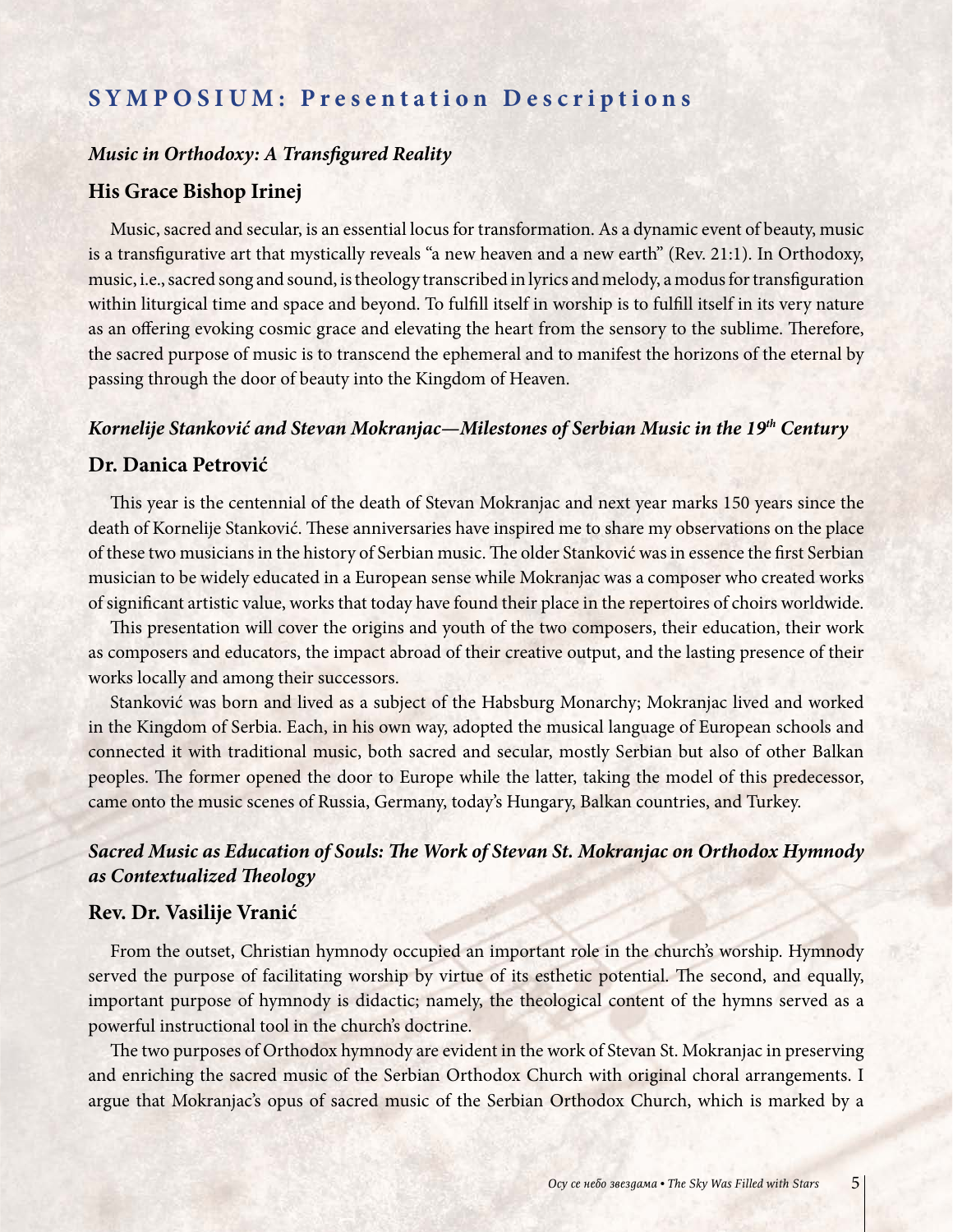## SYMPOSIUM: Presentation Descriptions

### *Music in Orthodoxy: A Transfigured Reality*

### His Grace Bishop Irinej

Music, sacred and secular, is an essential locus for transformation. As a dynamic event of beauty, music is a transfigurative art that mystically reveals "a new heaven and a new earth" (Rev. 21:1). In Orthodoxy, music, i.e., sacred song and sound, is theology transcribed in lyrics and melody, a modus for transfiguration within liturgical time and space and beyond. To fulfill itself in worship is to fulfill itself in its very nature as an offering evoking cosmic grace and elevating the heart from the sensory to the sublime. Therefore, the sacred purpose of music is to transcend the ephemeral and to manifest the horizons of the eternal by passing through the door of beauty into the Kingdom of Heaven.

### *Kornelije Stanković and Stevan Mokranjac—Milestones of Serbian Music in the 19th Century*

### Dr. Danica Petrović

This year is the centennial of the death of Stevan Mokranjac and next year marks 150 years since the death of Kornelije Stanković. These anniversaries have inspired me to share my observations on the place of these two musicians in the history of Serbian music. The older Stanković was in essence the first Serbian musician to be widely educated in a European sense while Mokranjac was a composer who created works of significant artistic value, works that today have found their place in the repertoires of choirs worldwide.

This presentation will cover the origins and youth of the two composers, their education, their work as composers and educators, the impact abroad of their creative output, and the lasting presence of their works locally and among their successors.

Stanković was born and lived as a subject of the Habsburg Monarchy; Mokranjac lived and worked in the Kingdom of Serbia. Each, in his own way, adopted the musical language of European schools and connected it with traditional music, both sacred and secular, mostly Serbian but also of other Balkan peoples. The former opened the door to Europe while the latter, taking the model of this predecessor, came onto the music scenes of Russia, Germany, today's Hungary, Balkan countries, and Turkey.

### *Sacred Music as Education of Souls: The Work of Stevan St. Mokranjac on Orthodox Hymnody as Contextualized Theology*

### Rev. Dr. Vasilije Vranić

From the outset, Christian hymnody occupied an important role in the church's worship. Hymnody served the purpose of facilitating worship by virtue of its esthetic potential. The second, and equally, important purpose of hymnody is didactic; namely, the theological content of the hymns served as a powerful instructional tool in the church's doctrine.

The two purposes of Orthodox hymnody are evident in the work of Stevan St. Mokranjac in preserving and enriching the sacred music of the Serbian Orthodox Church with original choral arrangements. I argue that Mokranjac's opus of sacred music of the Serbian Orthodox Church, which is marked by a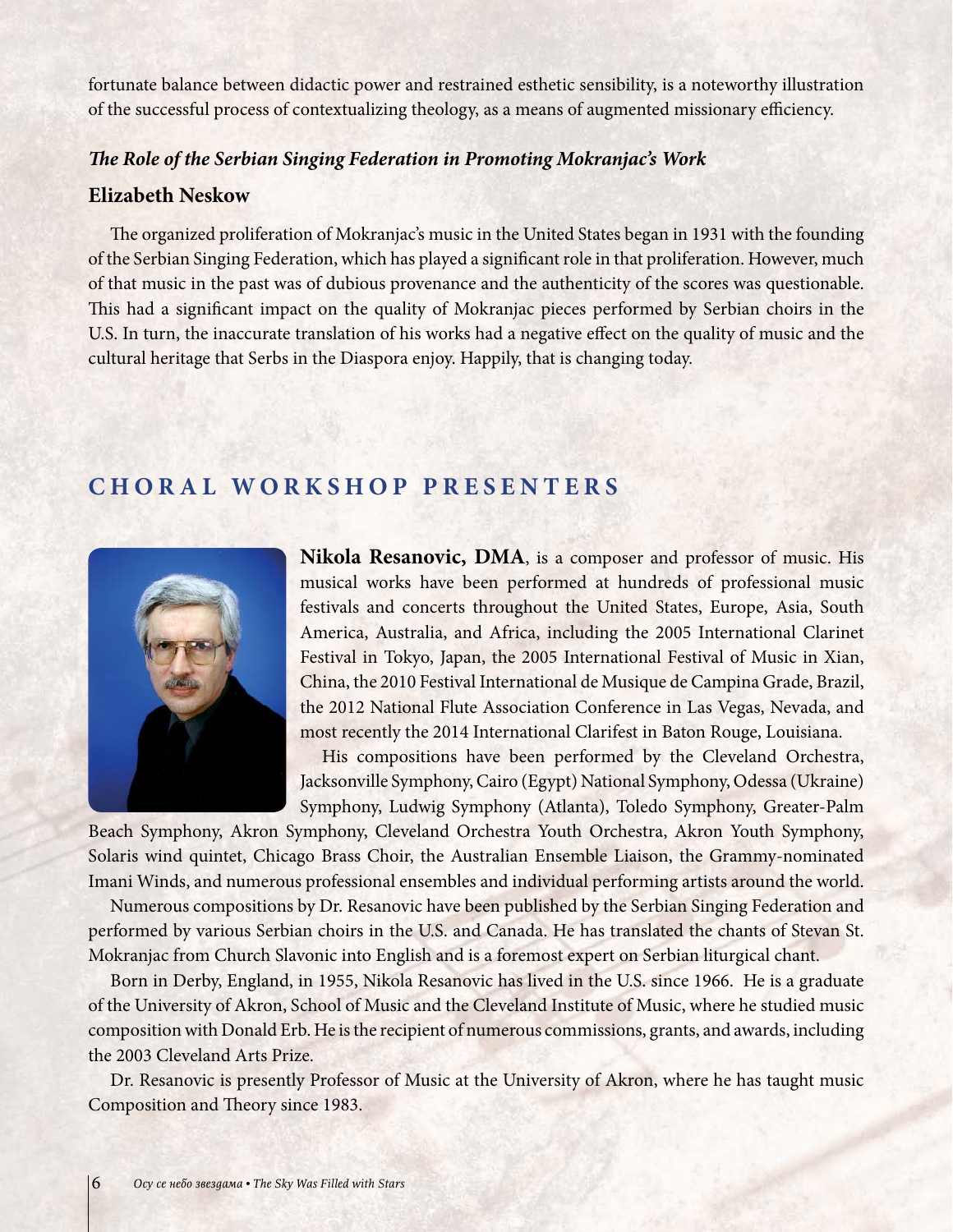fortunate balance between didactic power and restrained esthetic sensibility, is a noteworthy illustration of the successful process of contextualizing theology, as a means of augmented missionary efficiency.

### *The Role of the Serbian Singing Federation in Promoting Mokranjac's Work*

**Elizabeth Neskow**

The organized proliferation of Mokranjac's music in the United States began in 1931 with the founding of the Serbian Singing Federation, which has played a significant role in that proliferation. However, much of that music in the past was of dubious provenance and the authenticity of the scores was questionable. This had a significant impact on the quality of Mokranjac pieces performed by Serbian choirs in the U.S. In turn, the inaccurate translation of his works had a negative effect on the quality of music and the cultural heritage that Serbs in the Diaspora enjoy. Happily, that is changing today.

## CHORAL WORKSHOP PRESENTERS

**Nikola Resanovic, DMA**, is a composer and professor of music. His musical works have been performed at hundreds of professional music festivals and concerts throughout the United States, Europe, Asia, South America, Australia, and Africa, including the 2005 International Clarinet Festival in Tokyo, Japan, the 2005 International Festival of Music in Xian, China, the 2010 Festival International de Musique de Campina Grade, Brazil, the 2012 National Flute Association Conference in Las Vegas, Nevada, and most recently the 2014 International Clarifest in Baton Rouge, Louisiana.

His compositions have been performed by the Cleveland Orchestra, Jacksonville Symphony, Cairo (Egypt) National Symphony, Odessa (Ukraine) Symphony, Ludwig Symphony (Atlanta), Toledo Symphony, Greater-Palm Beach Symphony, Akron Symphony, Cleveland Orchestra Youth Orchestra, Akron Youth Symphony, Solaris wind quintet, Chicago Brass Choir, the Australian Ensemble Liaison, the Grammy-nominated Imani Winds, and numerous professional ensembles and individual performing artists around the world.

Numerous compositions by Dr. Resanovic have been published by the Serbian Singing Federation and performed by various Serbian choirs in the U.S. and Canada. He has translated the chants of Stevan St. Mokranjac from Church Slavonic into English and is a foremost expert on Serbian liturgical chant.

Born in Derby, England, in 1955, Nikola Resanovic has lived in the U.S. since 1966. He is a graduate of the University of Akron, School of Music and the Cleveland Institute of Music, where he studied music composition with Donald Erb. He is the recipient of numerous commissions, grants, and awards, including the 2003 Cleveland Arts Prize.

Dr. Resanovic is presently Professor of Music at the University of Akron, where he has taught music Composition and Theory since 1983.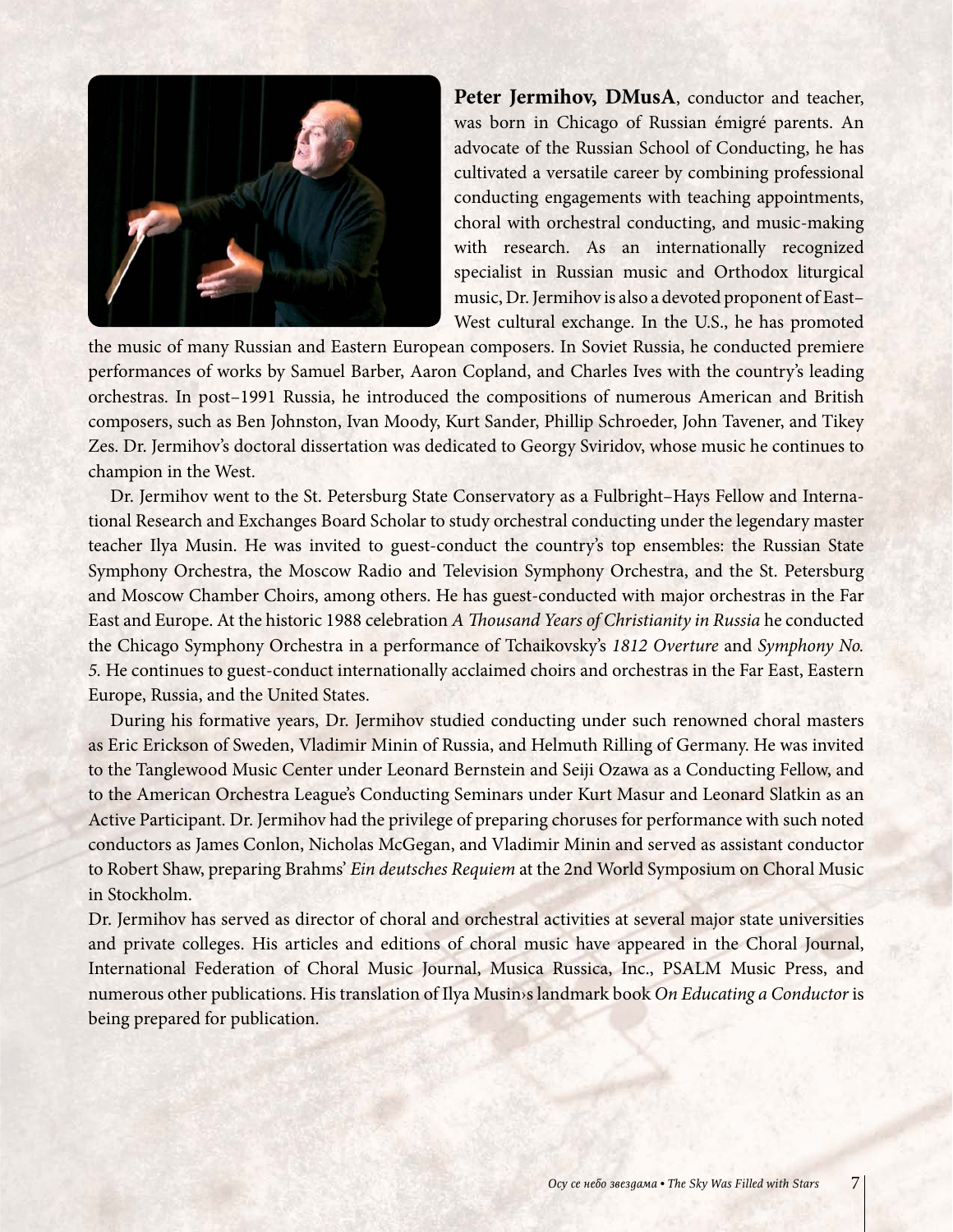**Peter Jermihov, DMusA**, conductor and teacher, was born in Chicago of Russian émigré parents. An advocate of the Russian School of Conducting, he has cultivated a versatile career by combining professional conducting engagements with teaching appointments, choral with orchestral conducting, and music-making with research. As an internationally recognized specialist in Russian music and Orthodox liturgical music, Dr. Jermihov is also a devoted proponent of East–West cultural exchange. In the U.S., he has promoted the music of many Russian and Eastern European composers. In Soviet Russia, he conducted premiere performances of works by Samuel Barber, Aaron Copland, and Charles Ives with the country's leading orchestras. In post–1991 Russia, he introduced the compositions of numerous American and British composers, such as Ben Johnston, Ivan Moody, Kurt Sander, Phillip Schroeder, John Tavener, and Tikey Zes. Dr. Jermihov's doctoral dissertation was dedicated to Georgy Sviridov, whose music he continues to champion in the West.

Dr. Jermihov went to the St. Petersburg State Conservatory as a Fulbright–Hays Fellow and International Research and Exchanges Board Scholar to study orchestral conducting under the legendary master teacher Ilya Musin. He was invited to guest-conduct the country's top ensembles: the Russian State Symphony Orchestra, the Moscow Radio and Television Symphony Orchestra, and the St. Petersburg and Moscow Chamber Choirs, among others. He has guest-conducted with major orchestras in the Far East and Europe. At the historic 1988 celebration *A Thousand Years of Christianity in Russia* he conducted the Chicago Symphony Orchestra in a performance of Tchaikovsky's *1812 Overture* and *Symphony No. 5.* He continues to guest-conduct internationally acclaimed choirs and orchestras in the Far East, Eastern Europe, Russia, and the United States.

During his formative years, Dr. Jermihov studied conducting under such renowned choral masters as Eric Erickson of Sweden, Vladimir Minin of Russia, and Helmuth Rilling of Germany. He was invited to the Tanglewood Music Center under Leonard Bernstein and Seiji Ozawa as a Conducting Fellow, and to the American Orchestra League's Conducting Seminars under Kurt Masur and Leonard Slatkin as an Active Participant. Dr. Jermihov had the privilege of preparing choruses for performance with such noted conductors as James Conlon, Nicholas McGegan, and Vladimir Minin and served as assistant conductor to Robert Shaw, preparing Brahms' *Ein deutsches Requiem* at the 2nd World Symposium on Choral Music in Stockholm.

Dr. Jermihov has served as director of choral and orchestral activities at several major state universities and private colleges. His articles and editions of choral music have appeared in the Choral Journal, International Federation of Choral Music Journal, Musica Russica, Inc., PSALM Music Press, and numerous other publications. His translation of Ilya Musin›s landmark book *On Educating a Conductor* is being prepared for publication.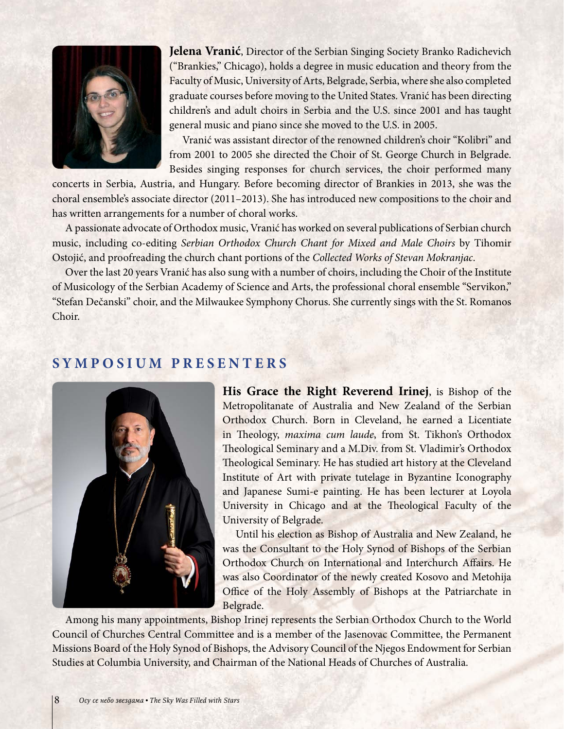**Jelena Vranić**, Director of the Serbian Singing Society Branko Radichevich ("Brankies," Chicago), holds a degree in music education and theory from the Faculty of Music, University of Arts, Belgrade, Serbia, where she also completed graduate courses before moving to the United States. Vranić has been directing children's and adult choirs in Serbia and the U.S. since 2001 and has taught general music and piano since she moved to the U.S. in 2005.

Vranić was assistant director of the renowned children's choir "Kolibri" and from 2001 to 2005 she directed the Choir of St. George Church in Belgrade. Besides singing responses for church services, the choir performed many concerts in Serbia, Austria, and Hungary. Before becoming director of Brankies in 2013, she was the choral ensemble's associate director (2011–2013). She has introduced new compositions to the choir and has written arrangements for a number of choral works.

A passionate advocate of Orthodox music, Vranić has worked on several publications of Serbian church music, including co-editing *Serbian Orthodox Church Chant for Mixed and Male Choirs* by Tihomir Ostojić, and proofreading the church chant portions of the *Collected Works of Stevan Mokranjac*.

Over the last 20 years Vranić has also sung with a number of choirs, including the Choir of the Institute of Musicology of the Serbian Academy of Science and Arts, the professional choral ensemble "Servikon," "Stefan Dečanski" choir, and the Milwaukee Symphony Chorus. She currently sings with the St. Romanos Choir.

## SYMPOSIUM PRESENTERS

**His Grace the Right Reverend Irinej**, is Bishop of the Metropolitanate of Australia and New Zealand of the Serbian Orthodox Church. Born in Cleveland, he earned a Licentiate in Theology, *maxima cum laude*, from St. Tikhon's Orthodox Theological Seminary and a M.Div. from St. Vladimir's Orthodox Theological Seminary. He has studied art history at the Cleveland Institute of Art with private tutelage in Byzantine Iconography and Japanese Sumi-e painting. He has been lecturer at Loyola University in Chicago and at the Theological Faculty of the University of Belgrade.

Until his election as Bishop of Australia and New Zealand, he was the Consultant to the Holy Synod of Bishops of the Serbian Orthodox Church on International and Interchurch Affairs. He was also Coordinator of the newly created Kosovo and Metohija Office of the Holy Assembly of Bishops at the Patriarchate in Belgrade.

Among his many appointments, Bishop Irinej represents the Serbian Orthodox Church to the World Council of Churches Central Committee and is a member of the Jasenovac Committee, the Permanent Missions Board of the Holy Synod of Bishops, the Advisory Council of the Njegos Endowment for Serbian Studies at Columbia University, and Chairman of the National Heads of Churches of Australia.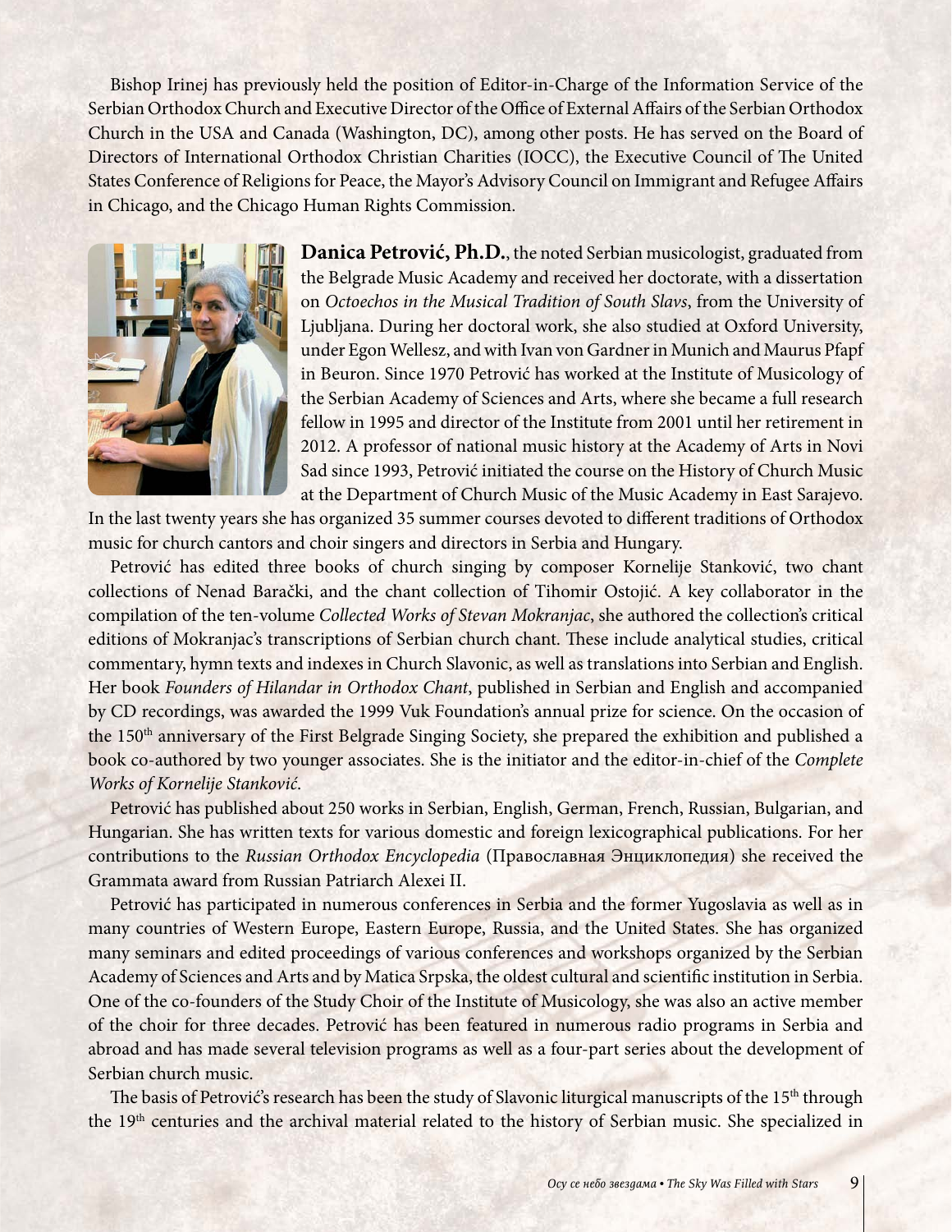Bishop Irinej has previously held the position of Editor-in-Charge of the Information Service of the Serbian Orthodox Church and Executive Director of the Office of External Affairs of the Serbian Orthodox Church in the USA and Canada (Washington, DC), among other posts. He has served on the Board of Directors of International Orthodox Christian Charities (IOCC), the Executive Council of The United States Conference of Religions for Peace, the Mayor's Advisory Council on Immigrant and Refugee Affairs in Chicago, and the Chicago Human Rights Commission.

**Danica Petrović, Ph.D.**, the noted Serbian musicologist, graduated from the Belgrade Music Academy and received her doctorate, with a dissertation on *Octoechos in the Musical Tradition of South Slavs*, from the University of Ljubljana. During her doctoral work, she also studied at Oxford University, under Egon Wellesz, and with Ivan von Gardner in Munich and Maurus Pfapf in Beuron. Since 1970 Petrović has worked at the Institute of Musicology of the Serbian Academy of Sciences and Arts, where she became a full research fellow in 1995 and director of the Institute from 2001 until her retirement in 2012. A professor of national music history at the Academy of Arts in Novi Sad since 1993, Petrović initiated the course on the History of Church Music at the Department of Church Music of the Music Academy in East Sarajevo. In the last twenty years she has organized 35 summer courses devoted to different traditions of Orthodox music for church cantors and choir singers and directors in Serbia and Hungary.

Petrović has edited three books of church singing by composer Kornelije Stanković, two chant collections of Nenad Barački, and the chant collection of Tihomir Ostojić. A key collaborator in the compilation of the ten-volume *Collected Works of Stevan Mokranjac*, she authored the collection's critical editions of Mokranjac's transcriptions of Serbian church chant. These include analytical studies, critical commentary, hymn texts and indexes in Church Slavonic, as well as translations into Serbian and English. Her book *Founders of Hilandar in Orthodox Chant*, published in Serbian and English and accompanied by CD recordings, was awarded the 1999 Vuk Foundation's annual prize for science. On the occasion of the 150th anniversary of the First Belgrade Singing Society, she prepared the exhibition and published a book co-authored by two younger associates. She is the initiator and the editor-in-chief of the *Complete Works of Kornelije Stanković*.

Petrović has published about 250 works in Serbian, English, German, French, Russian, Bulgarian, and Hungarian. She has written texts for various domestic and foreign lexicographical publications. For her contributions to the *Russian Orthodox Encyclopedia* (Православная Энциклопедия) she received the Grammata award from Russian Patriarch Alexei II.

Petrović has participated in numerous conferences in Serbia and the former Yugoslavia as well as in many countries of Western Europe, Eastern Europe, Russia, and the United States. She has organized many seminars and edited proceedings of various conferences and workshops organized by the Serbian Academy of Sciences and Arts and by Matica Srpska, the oldest cultural and scientific institution in Serbia. One of the co-founders of the Study Choir of the Institute of Musicology, she was also an active member of the choir for three decades. Petrović has been featured in numerous radio programs in Serbia and abroad and has made several television programs as well as a four-part series about the development of Serbian church music.

The basis of Petrović's research has been the study of Slavonic liturgical manuscripts of the 15th through the 19th centuries and the archival material related to the history of Serbian music. She specialized in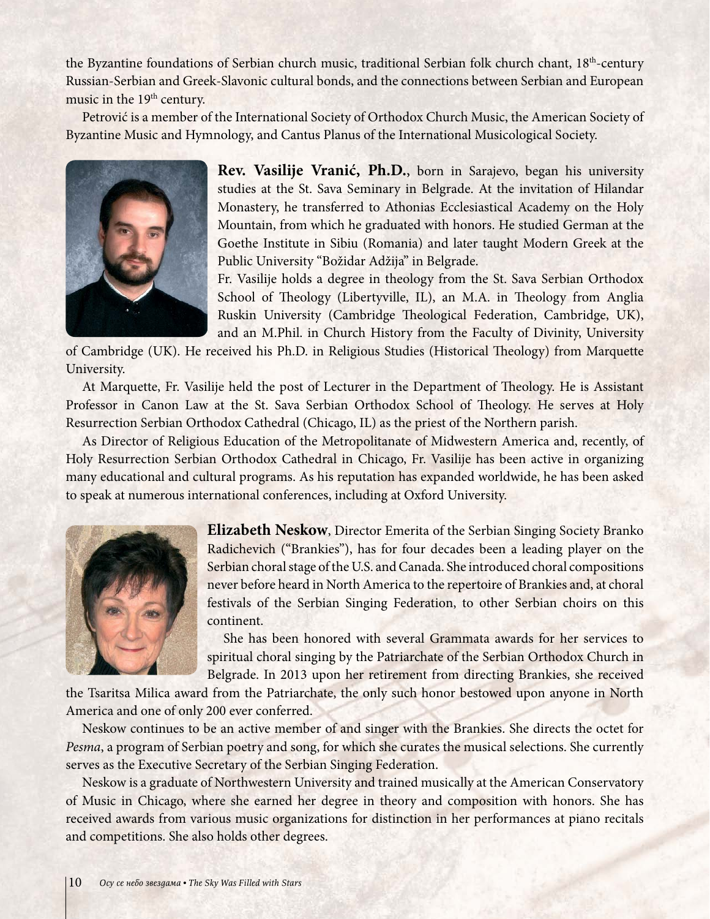the Byzantine foundations of Serbian church music, traditional Serbian folk church chant, 18th-century Russian-Serbian and Greek-Slavonic cultural bonds, and the connections between Serbian and European music in the 19th century.

Petrović is a member of the International Society of Orthodox Church Music, the American Society of Byzantine Music and Hymnology, and Cantus Planus of the International Musicological Society.

**Rev. Vasilije Vranić, Ph.D.**, born in Sarajevo, began his university studies at the St. Sava Seminary in Belgrade. At the invitation of Hilandar Monastery, he transferred to Athonias Ecclesiastical Academy on the Holy Mountain, from which he graduated with honors. He studied German at the Goethe Institute in Sibiu (Romania) and later taught Modern Greek at the Public University "Božidar Adžija" in Belgrade.

Fr. Vasilije holds a degree in theology from the St. Sava Serbian Orthodox School of Theology (Libertyville, IL), an M.A. in Theology from Anglia Ruskin University (Cambridge Theological Federation, Cambridge, UK), and an M.Phil. in Church History from the Faculty of Divinity, University of Cambridge (UK). He received his Ph.D. in Religious Studies (Historical Theology) from Marquette University.

At Marquette, Fr. Vasilije held the post of Lecturer in the Department of Theology. He is Assistant Professor in Canon Law at the St. Sava Serbian Orthodox School of Theology. He serves at Holy Resurrection Serbian Orthodox Cathedral (Chicago, IL) as the priest of the Northern parish.

As Director of Religious Education of the Metropolitanate of Midwestern America and, recently, of Holy Resurrection Serbian Orthodox Cathedral in Chicago, Fr. Vasilije has been active in organizing many educational and cultural programs. As his reputation has expanded worldwide, he has been asked to speak at numerous international conferences, including at Oxford University.

**Elizabeth Neskow**, Director Emerita of the Serbian Singing Society Branko Radichevich ("Brankies"), has for four decades been a leading player on the Serbian choral stage of the U.S. and Canada. She introduced choral compositions never before heard in North America to the repertoire of Brankies and, at choral festivals of the Serbian Singing Federation, to other Serbian choirs on this continent.

She has been honored with several Grammata awards for her services to spiritual choral singing by the Patriarchate of the Serbian Orthodox Church in Belgrade. In 2013 upon her retirement from directing Brankies, she received the Tsaritsa Milica award from the Patriarchate, the only such honor bestowed upon anyone in North America and one of only 200 ever conferred.

Neskow continues to be an active member of and singer with the Brankies. She directs the octet for *Pesma*, a program of Serbian poetry and song, for which she curates the musical selections. She currently serves as the Executive Secretary of the Serbian Singing Federation.

Neskow is a graduate of Northwestern University and trained musically at the American Conservatory of Music in Chicago, where she earned her degree in theory and composition with honors. She has received awards from various music organizations for distinction in her performances at piano recitals and competitions. She also holds other degrees.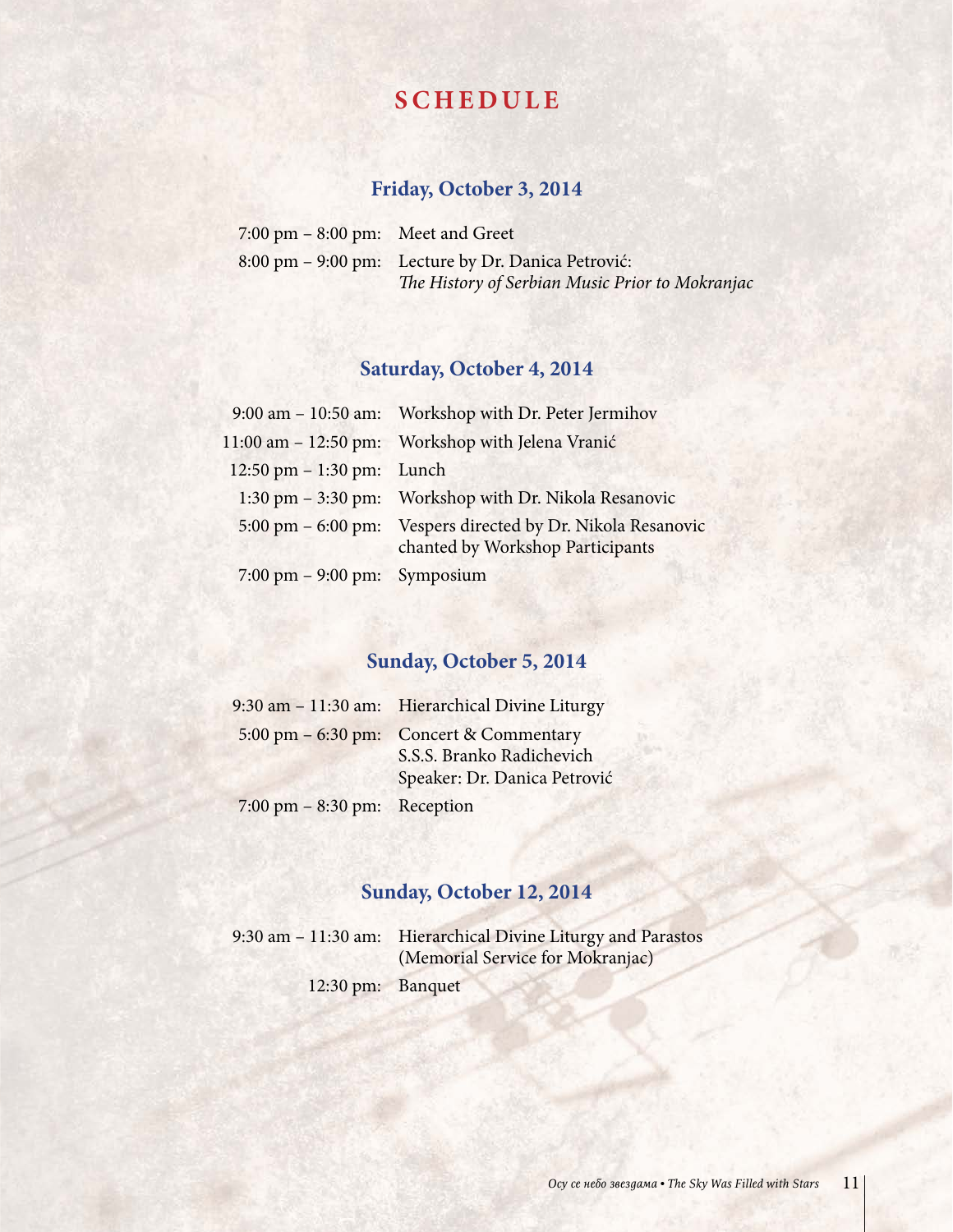# SCHEDULE

## Friday, October 3, 2014

7:00 pm – 8:00 pm: Meet and Greet

8:00 pm – 9:00 pm: Lecture by Dr. Danica Petrović:
*The History of Serbian Music Prior to Mokranjac*

## Saturday, October 4, 2014

9:00 am – 10:50 am: Workshop with Dr. Peter Jermihov

11:00 am – 12:50 pm: Workshop with Jelena Vranić

12:50 pm – 1:30 pm: Lunch

1:30 pm – 3:30 pm: Workshop with Dr. Nikola Resanovic

5:00 pm – 6:00 pm: Vespers directed by Dr. Nikola Resanovic
chanted by Workshop Participants

7:00 pm – 9:00 pm: Symposium

## Sunday, October 5, 2014

9:30 am – 11:30 am: Hierarchical Divine Liturgy

5:00 pm – 6:30 pm: Concert & Commentary
S.S.S. Branko Radichevich
Speaker: Dr. Danica Petrović

7:00 pm – 8:30 pm: Reception

## Sunday, October 12, 2014

9:30 am – 11:30 am: Hierarchical Divine Liturgy and Parastos
(Memorial Service for Mokranjac)

12:30 pm: Banquet